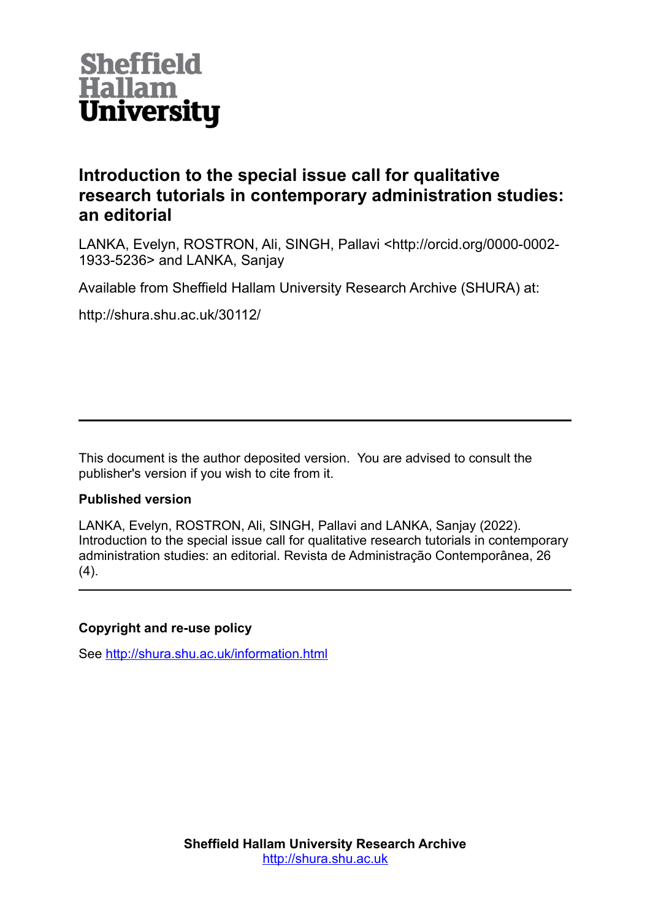Sheffield Hallam University

# Introduction to the special issue call for qualitative research tutorials in contemporary administration studies: an editorial

LANKA, Evelyn, ROSTRON, Ali, SINGH, Pallavi <http://orcid.org/0000-0002-1933-5236> and LANKA, Sanjay

Available from Sheffield Hallam University Research Archive (SHURA) at:

http://shura.shu.ac.uk/30112/

---

This document is the author deposited version. You are advised to consult the publisher's version if you wish to cite from it.

### Published version

LANKA, Evelyn, ROSTRON, Ali, SINGH, Pallavi and LANKA, Sanjay (2022). Introduction to the special issue call for qualitative research tutorials in contemporary administration studies: an editorial. Revista de Administração Contemporânea, 26 (4).

---

### Copyright and re-use policy

See http://shura.shu.ac.uk/information.html

**Sheffield Hallam University Research Archive**
http://shura.shu.ac.uk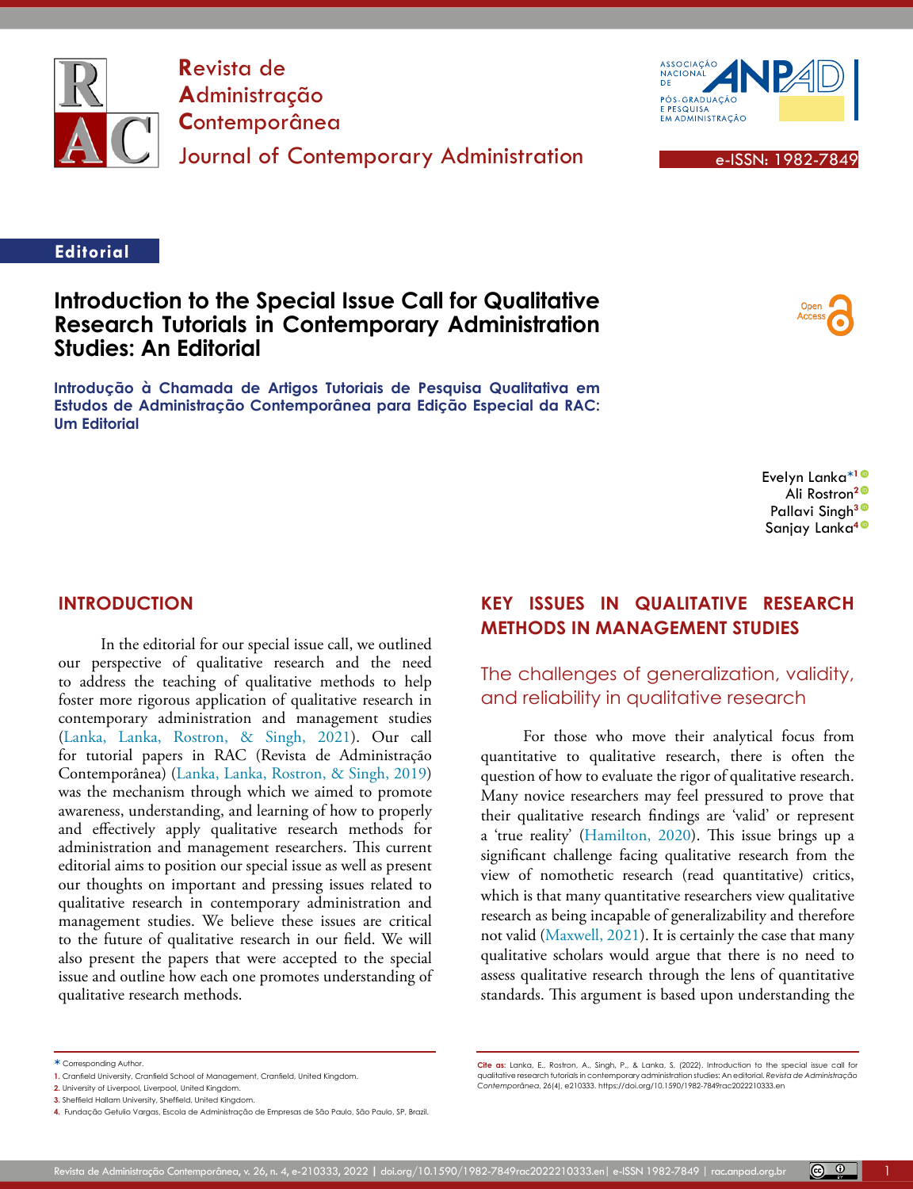Editorial

# Introduction to the Special Issue Call for Qualitative Research Tutorials in Contemporary Administration Studies: An Editorial

**Introdução à Chamada de Artigos Tutoriais de Pesquisa Qualitativa em Estudos de Administração Contemporânea para Edição Especial da RAC: Um Editorial**

Evelyn Lanka*[1]
Ali Rostron[2]
Pallavi Singh[3]
Sanjay Lanka[4]

## INTRODUCTION

In the editorial for our special issue call, we outlined our perspective of qualitative research and the need to address the teaching of qualitative methods to help foster more rigorous application of qualitative research in contemporary administration and management studies (Lanka, Lanka, Rostron, & Singh, 2021). Our call for tutorial papers in RAC (Revista de Administração Contemporânea) (Lanka, Lanka, Rostron, & Singh, 2019) was the mechanism through which we aimed to promote awareness, understanding, and learning of how to properly and effectively apply qualitative research methods for administration and management researchers. This current editorial aims to position our special issue as well as present our thoughts on important and pressing issues related to qualitative research in contemporary administration and management studies. We believe these issues are critical to the future of qualitative research in our field. We will also present the papers that were accepted to the special issue and outline how each one promotes understanding of qualitative research methods.

## KEY ISSUES IN QUALITATIVE RESEARCH METHODS IN MANAGEMENT STUDIES

### The challenges of generalization, validity, and reliability in qualitative research

For those who move their analytical focus from quantitative to qualitative research, there is often the question of how to evaluate the rigor of qualitative research. Many novice researchers may feel pressured to prove that their qualitative research findings are 'valid' or represent a 'true reality' (Hamilton, 2020). This issue brings up a significant challenge facing qualitative research from the view of nomothetic research (read quantitative) critics, which is that many quantitative researchers view qualitative research as being incapable of generalizability and therefore not valid (Maxwell, 2021). It is certainly the case that many qualitative scholars would argue that there is no need to assess qualitative research through the lens of quantitative standards. This argument is based upon understanding the

\* Corresponding Author.
1. Cranfield University, Cranfield School of Management, Cranfield, United Kingdom.
2. University of Liverpool, Liverpool, United Kingdom.
3. Sheffield Hallam University, Sheffield, United Kingdom.
4. Fundação Getulio Vargas, Escola de Administração de Empresas de São Paulo, São Paulo, SP, Brazil.

**Cite as:** Lanka, E., Rostron, A., Singh, P., & Lanka, S. (2022). Introduction to the special issue call for qualitative research tutorials in contemporary administration studies: An editorial. *Revista de Administração Contemporânea*, 26(4), e210333. https://doi.org/10.1590/1982-7849rac2022210333.en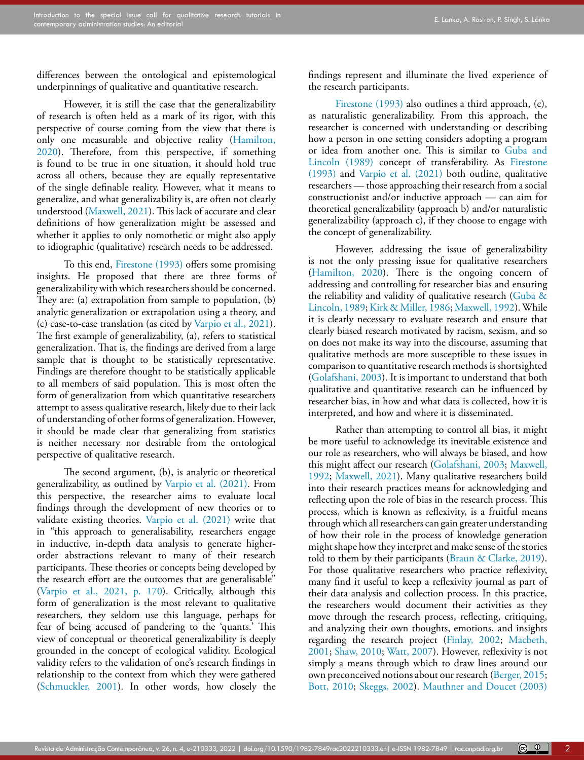differences between the ontological and epistemological underpinnings of qualitative and quantitative research.

However, it is still the case that the generalizability of research is often held as a mark of its rigor, with this perspective of course coming from the view that there is only one measurable and objective reality (Hamilton, 2020). Therefore, from this perspective, if something is found to be true in one situation, it should hold true across all others, because they are equally representative of the single definable reality. However, what it means to generalize, and what generalizability is, are often not clearly understood (Maxwell, 2021). This lack of accurate and clear definitions of how generalization might be assessed and whether it applies to only nomothetic or might also apply to idiographic (qualitative) research needs to be addressed.

To this end, Firestone (1993) offers some promising insights. He proposed that there are three forms of generalizability with which researchers should be concerned. They are: (a) extrapolation from sample to population, (b) analytic generalization or extrapolation using a theory, and (c) case-to-case translation (as cited by Varpio et al., 2021). The first example of generalizability, (a), refers to statistical generalization. That is, the findings are derived from a large sample that is thought to be statistically representative. Findings are therefore thought to be statistically applicable to all members of said population. This is most often the form of generalization from which quantitative researchers attempt to assess qualitative research, likely due to their lack of understanding of other forms of generalization. However, it should be made clear that generalizing from statistics is neither necessary nor desirable from the ontological perspective of qualitative research.

The second argument, (b), is analytic or theoretical generalizability, as outlined by Varpio et al. (2021). From this perspective, the researcher aims to evaluate local findings through the development of new theories or to validate existing theories. Varpio et al. (2021) write that in "this approach to generalisability, researchers engage in inductive, in-depth data analysis to generate higher-order abstractions relevant to many of their research participants. These theories or concepts being developed by the research effort are the outcomes that are generalisable" (Varpio et al., 2021, p. 170). Critically, although this form of generalization is the most relevant to qualitative researchers, they seldom use this language, perhaps for fear of being accused of pandering to the 'quants.' This view of conceptual or theoretical generalizability is deeply grounded in the concept of ecological validity. Ecological validity refers to the validation of one's research findings in relationship to the context from which they were gathered (Schmuckler, 2001). In other words, how closely the findings represent and illuminate the lived experience of the research participants.

Firestone (1993) also outlines a third approach, (c), as naturalistic generalizability. From this approach, the researcher is concerned with understanding or describing how a person in one setting considers adopting a program or idea from another one. This is similar to Guba and Lincoln (1989) concept of transferability. As Firestone (1993) and Varpio et al. (2021) both outline, qualitative researchers — those approaching their research from a social constructionist and/or inductive approach — can aim for theoretical generalizability (approach b) and/or naturalistic generalizability (approach c), if they choose to engage with the concept of generalizability.

However, addressing the issue of generalizability is not the only pressing issue for qualitative researchers (Hamilton, 2020). There is the ongoing concern of addressing and controlling for researcher bias and ensuring the reliability and validity of qualitative research (Guba & Lincoln, 1989; Kirk & Miller, 1986; Maxwell, 1992). While it is clearly necessary to evaluate research and ensure that clearly biased research motivated by racism, sexism, and so on does not make its way into the discourse, assuming that qualitative methods are more susceptible to these issues in comparison to quantitative research methods is shortsighted (Golafshani, 2003). It is important to understand that both qualitative and quantitative research can be influenced by researcher bias, in how and what data is collected, how it is interpreted, and how and where it is disseminated.

Rather than attempting to control all bias, it might be more useful to acknowledge its inevitable existence and our role as researchers, who will always be biased, and how this might affect our research (Golafshani, 2003; Maxwell, 1992; Maxwell, 2021). Many qualitative researchers build into their research practices means for acknowledging and reflecting upon the role of bias in the research process. This process, which is known as reflexivity, is a fruitful means through which all researchers can gain greater understanding of how their role in the process of knowledge generation might shape how they interpret and make sense of the stories told to them by their participants (Braun & Clarke, 2019). For those qualitative researchers who practice reflexivity, many find it useful to keep a reflexivity journal as part of their data analysis and collection process. In this practice, the researchers would document their activities as they move through the research process, reflecting, critiquing, and analyzing their own thoughts, emotions, and insights regarding the research project (Finlay, 2002; Macbeth, 2001; Shaw, 2010; Watt, 2007). However, reflexivity is not simply a means through which to draw lines around our own preconceived notions about our research (Berger, 2015; Bott, 2010; Skeggs, 2002). Mauthner and Doucet (2003)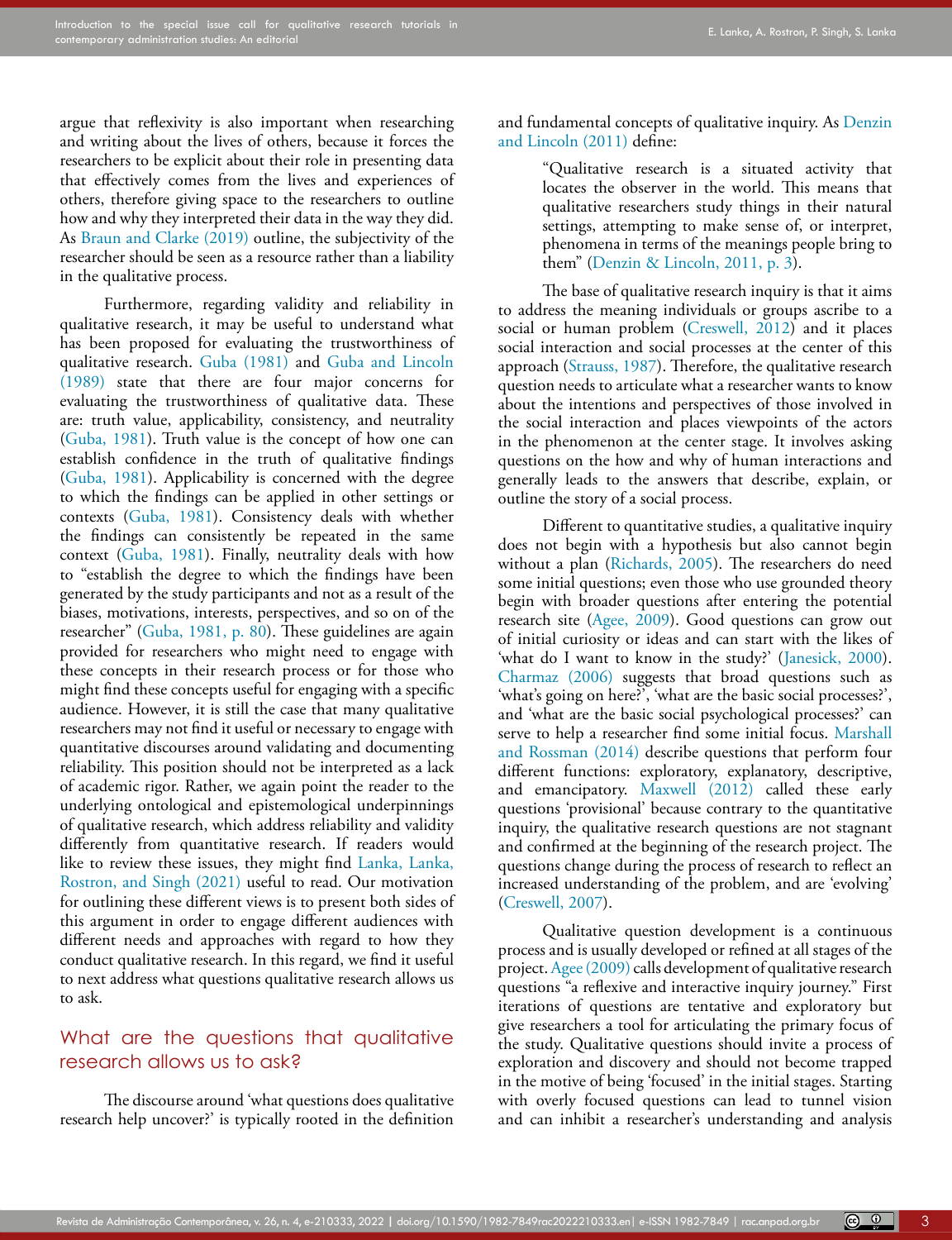argue that reflexivity is also important when researching and writing about the lives of others, because it forces the researchers to be explicit about their role in presenting data that effectively comes from the lives and experiences of others, therefore giving space to the researchers to outline how and why they interpreted their data in the way they did. As Braun and Clarke (2019) outline, the subjectivity of the researcher should be seen as a resource rather than a liability in the qualitative process.

Furthermore, regarding validity and reliability in qualitative research, it may be useful to understand what has been proposed for evaluating the trustworthiness of qualitative research. Guba (1981) and Guba and Lincoln (1989) state that there are four major concerns for evaluating the trustworthiness of qualitative data. These are: truth value, applicability, consistency, and neutrality (Guba, 1981). Truth value is the concept of how one can establish confidence in the truth of qualitative findings (Guba, 1981). Applicability is concerned with the degree to which the findings can be applied in other settings or contexts (Guba, 1981). Consistency deals with whether the findings can consistently be repeated in the same context (Guba, 1981). Finally, neutrality deals with how to "establish the degree to which the findings have been generated by the study participants and not as a result of the biases, motivations, interests, perspectives, and so on of the researcher" (Guba, 1981, p. 80). These guidelines are again provided for researchers who might need to engage with these concepts in their research process or for those who might find these concepts useful for engaging with a specific audience. However, it is still the case that many qualitative researchers may not find it useful or necessary to engage with quantitative discourses around validating and documenting reliability. This position should not be interpreted as a lack of academic rigor. Rather, we again point the reader to the underlying ontological and epistemological underpinnings of qualitative research, which address reliability and validity differently from quantitative research. If readers would like to review these issues, they might find Lanka, Lanka, Rostron, and Singh (2021) useful to read. Our motivation for outlining these different views is to present both sides of this argument in order to engage different audiences with different needs and approaches with regard to how they conduct qualitative research. In this regard, we find it useful to next address what questions qualitative research allows us to ask.

## What are the questions that qualitative research allows us to ask?

The discourse around 'what questions does qualitative research help uncover?' is typically rooted in the definition and fundamental concepts of qualitative inquiry. As Denzin and Lincoln (2011) define:

> "Qualitative research is a situated activity that locates the observer in the world. This means that qualitative researchers study things in their natural settings, attempting to make sense of, or interpret, phenomena in terms of the meanings people bring to them" (Denzin & Lincoln, 2011, p. 3).

The base of qualitative research inquiry is that it aims to address the meaning individuals or groups ascribe to a social or human problem (Creswell, 2012) and it places social interaction and social processes at the center of this approach (Strauss, 1987). Therefore, the qualitative research question needs to articulate what a researcher wants to know about the intentions and perspectives of those involved in the social interaction and places viewpoints of the actors in the phenomenon at the center stage. It involves asking questions on the how and why of human interactions and generally leads to the answers that describe, explain, or outline the story of a social process.

Different to quantitative studies, a qualitative inquiry does not begin with a hypothesis but also cannot begin without a plan (Richards, 2005). The researchers do need some initial questions; even those who use grounded theory begin with broader questions after entering the potential research site (Agee, 2009). Good questions can grow out of initial curiosity or ideas and can start with the likes of 'what do I want to know in the study?' (Janesick, 2000). Charmaz (2006) suggests that broad questions such as 'what's going on here?', 'what are the basic social processes?', and 'what are the basic social psychological processes?' can serve to help a researcher find some initial focus. Marshall and Rossman (2014) describe questions that perform four different functions: exploratory, explanatory, descriptive, and emancipatory. Maxwell (2012) called these early questions 'provisional' because contrary to the quantitative inquiry, the qualitative research questions are not stagnant and confirmed at the beginning of the research project. The questions change during the process of research to reflect an increased understanding of the problem, and are 'evolving' (Creswell, 2007).

Qualitative question development is a continuous process and is usually developed or refined at all stages of the project. Agee (2009) calls development of qualitative research questions "a reflexive and interactive inquiry journey." First iterations of questions are tentative and exploratory but give researchers a tool for articulating the primary focus of the study. Qualitative questions should invite a process of exploration and discovery and should not become trapped in the motive of being 'focused' in the initial stages. Starting with overly focused questions can lead to tunnel vision and can inhibit a researcher's understanding and analysis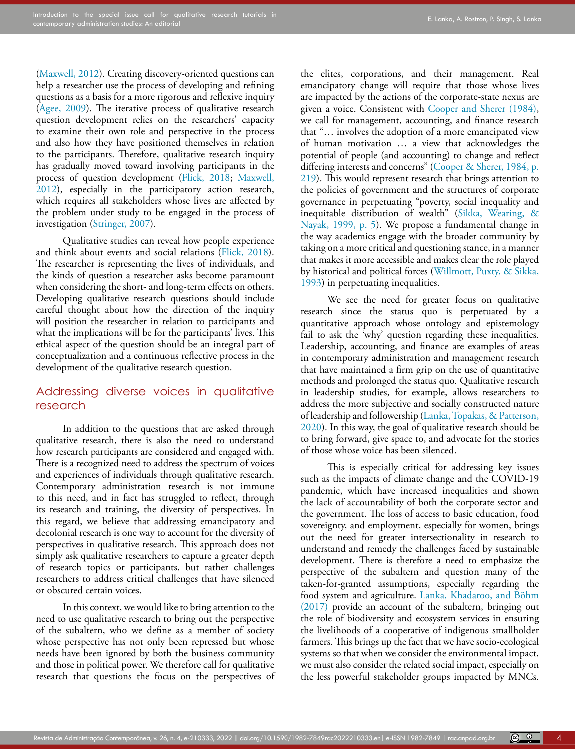(Maxwell, 2012). Creating discovery-oriented questions can help a researcher use the process of developing and refining questions as a basis for a more rigorous and reflexive inquiry (Agee, 2009). The iterative process of qualitative research question development relies on the researchers' capacity to examine their own role and perspective in the process and also how they have positioned themselves in relation to the participants. Therefore, qualitative research inquiry has gradually moved toward involving participants in the process of question development (Flick, 2018; Maxwell, 2012), especially in the participatory action research, which requires all stakeholders whose lives are affected by the problem under study to be engaged in the process of investigation (Stringer, 2007).

Qualitative studies can reveal how people experience and think about events and social relations (Flick, 2018). The researcher is representing the lives of individuals, and the kinds of question a researcher asks become paramount when considering the short- and long-term effects on others. Developing qualitative research questions should include careful thought about how the direction of the inquiry will position the researcher in relation to participants and what the implications will be for the participants' lives. This ethical aspect of the question should be an integral part of conceptualization and a continuous reflective process in the development of the qualitative research question.

## Addressing diverse voices in qualitative research

In addition to the questions that are asked through qualitative research, there is also the need to understand how research participants are considered and engaged with. There is a recognized need to address the spectrum of voices and experiences of individuals through qualitative research. Contemporary administration research is not immune to this need, and in fact has struggled to reflect, through its research and training, the diversity of perspectives. In this regard, we believe that addressing emancipatory and decolonial research is one way to account for the diversity of perspectives in qualitative research. This approach does not simply ask qualitative researchers to capture a greater depth of research topics or participants, but rather challenges researchers to address critical challenges that have silenced or obscured certain voices.

In this context, we would like to bring attention to the need to use qualitative research to bring out the perspective of the subaltern, who we define as a member of society whose perspective has not only been repressed but whose needs have been ignored by both the business community and those in political power. We therefore call for qualitative research that questions the focus on the perspectives of the elites, corporations, and their management. Real emancipatory change will require that those whose lives are impacted by the actions of the corporate-state nexus are given a voice. Consistent with Cooper and Sherer (1984), we call for management, accounting, and finance research that "… involves the adoption of a more emancipated view of human motivation … a view that acknowledges the potential of people (and accounting) to change and reflect differing interests and concerns" (Cooper & Sherer, 1984, p. 219). This would represent research that brings attention to the policies of government and the structures of corporate governance in perpetuating "poverty, social inequality and inequitable distribution of wealth" (Sikka, Wearing, & Nayak, 1999, p. 5). We propose a fundamental change in the way academics engage with the broader community by taking on a more critical and questioning stance, in a manner that makes it more accessible and makes clear the role played by historical and political forces (Willmott, Puxty, & Sikka, 1993) in perpetuating inequalities.

We see the need for greater focus on qualitative research since the status quo is perpetuated by a quantitative approach whose ontology and epistemology fail to ask the 'why' question regarding these inequalities. Leadership, accounting, and finance are examples of areas in contemporary administration and management research that have maintained a firm grip on the use of quantitative methods and prolonged the status quo. Qualitative research in leadership studies, for example, allows researchers to address the more subjective and socially constructed nature of leadership and followership (Lanka, Topakas, & Patterson, 2020). In this way, the goal of qualitative research should be to bring forward, give space to, and advocate for the stories of those whose voice has been silenced.

This is especially critical for addressing key issues such as the impacts of climate change and the COVID-19 pandemic, which have increased inequalities and shown the lack of accountability of both the corporate sector and the government. The loss of access to basic education, food sovereignty, and employment, especially for women, brings out the need for greater intersectionality in research to understand and remedy the challenges faced by sustainable development. There is therefore a need to emphasize the perspective of the subaltern and question many of the taken-for-granted assumptions, especially regarding the food system and agriculture. Lanka, Khadaroo, and Böhm (2017) provide an account of the subaltern, bringing out the role of biodiversity and ecosystem services in ensuring the livelihoods of a cooperative of indigenous smallholder farmers. This brings up the fact that we have socio-ecological systems so that when we consider the environmental impact, we must also consider the related social impact, especially on the less powerful stakeholder groups impacted by MNCs.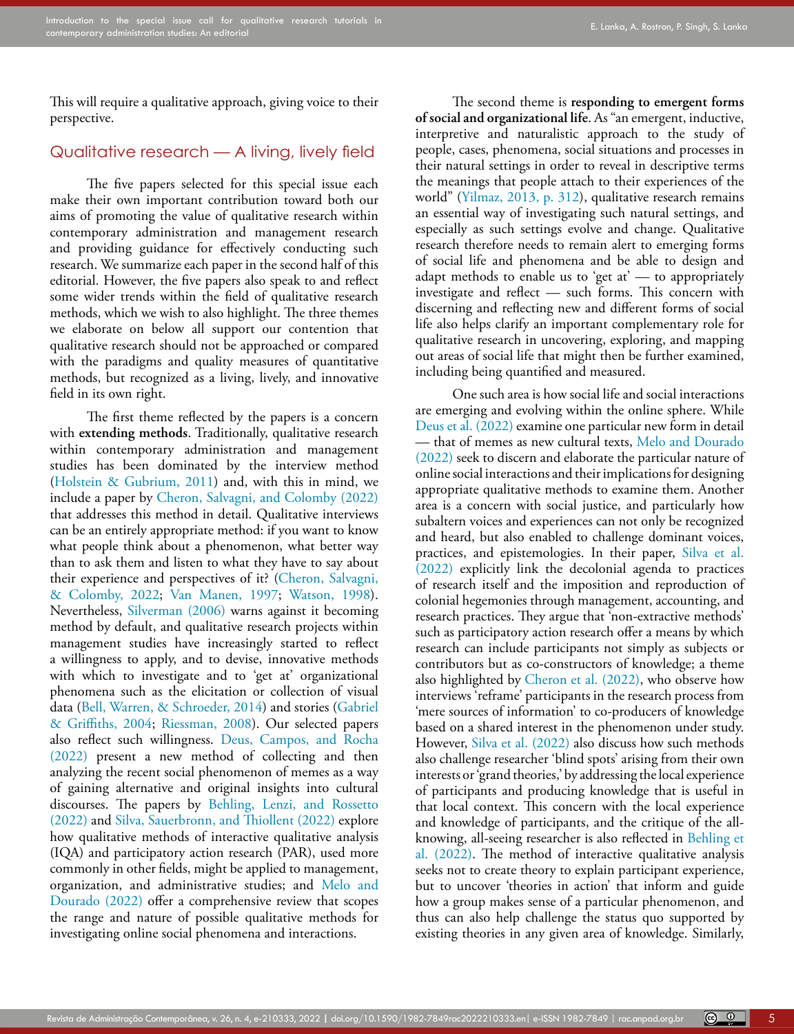This will require a qualitative approach, giving voice to their perspective.

## Qualitative research — A living, lively field

The five papers selected for this special issue each make their own important contribution toward both our aims of promoting the value of qualitative research within contemporary administration and management research and providing guidance for effectively conducting such research. We summarize each paper in the second half of this editorial. However, the five papers also speak to and reflect some wider trends within the field of qualitative research methods, which we wish to also highlight. The three themes we elaborate on below all support our contention that qualitative research should not be approached or compared with the paradigms and quality measures of quantitative methods, but recognized as a living, lively, and innovative field in its own right.

The first theme reflected by the papers is a concern with **extending methods**. Traditionally, qualitative research within contemporary administration and management studies has been dominated by the interview method (Holstein & Gubrium, 2011) and, with this in mind, we include a paper by Cheron, Salvagni, and Colomby (2022) that addresses this method in detail. Qualitative interviews can be an entirely appropriate method: if you want to know what people think about a phenomenon, what better way than to ask them and listen to what they have to say about their experience and perspectives of it? (Cheron, Salvagni, & Colomby, 2022; Van Manen, 1997; Watson, 1998). Nevertheless, Silverman (2006) warns against it becoming method by default, and qualitative research projects within management studies have increasingly started to reflect a willingness to apply, and to devise, innovative methods with which to investigate and to 'get at' organizational phenomena such as the elicitation or collection of visual data (Bell, Warren, & Schroeder, 2014) and stories (Gabriel & Griffiths, 2004; Riessman, 2008). Our selected papers also reflect such willingness. Deus, Campos, and Rocha (2022) present a new method of collecting and then analyzing the recent social phenomenon of memes as a way of gaining alternative and original insights into cultural discourses. The papers by Behling, Lenzi, and Rossetto (2022) and Silva, Sauerbronn, and Thiollent (2022) explore how qualitative methods of interactive qualitative analysis (IQA) and participatory action research (PAR), used more commonly in other fields, might be applied to management, organization, and administrative studies; and Melo and Dourado (2022) offer a comprehensive review that scopes the range and nature of possible qualitative methods for investigating online social phenomena and interactions.

The second theme is **responding to emergent forms of social and organizational life**. As "an emergent, inductive, interpretive and naturalistic approach to the study of people, cases, phenomena, social situations and processes in their natural settings in order to reveal in descriptive terms the meanings that people attach to their experiences of the world" (Yilmaz, 2013, p. 312), qualitative research remains an essential way of investigating such natural settings, and especially as such settings evolve and change. Qualitative research therefore needs to remain alert to emerging forms of social life and phenomena and be able to design and adapt methods to enable us to 'get at' — to appropriately investigate and reflect — such forms. This concern with discerning and reflecting new and different forms of social life also helps clarify an important complementary role for qualitative research in uncovering, exploring, and mapping out areas of social life that might then be further examined, including being quantified and measured.

One such area is how social life and social interactions are emerging and evolving within the online sphere. While Deus et al. (2022) examine one particular new form in detail — that of memes as new cultural texts, Melo and Dourado (2022) seek to discern and elaborate the particular nature of online social interactions and their implications for designing appropriate qualitative methods to examine them. Another area is a concern with social justice, and particularly how subaltern voices and experiences can not only be recognized and heard, but also enabled to challenge dominant voices, practices, and epistemologies. In their paper, Silva et al. (2022) explicitly link the decolonial agenda to practices of research itself and the imposition and reproduction of colonial hegemonies through management, accounting, and research practices. They argue that 'non-extractive methods' such as participatory action research offer a means by which research can include participants not simply as subjects or contributors but as co-constructors of knowledge; a theme also highlighted by Cheron et al. (2022), who observe how interviews 'reframe' participants in the research process from 'mere sources of information' to co-producers of knowledge based on a shared interest in the phenomenon under study. However, Silva et al. (2022) also discuss how such methods also challenge researcher 'blind spots' arising from their own interests or 'grand theories,' by addressing the local experience of participants and producing knowledge that is useful in that local context. This concern with the local experience and knowledge of participants, and the critique of the all-knowing, all-seeing researcher is also reflected in Behling et al. (2022). The method of interactive qualitative analysis seeks not to create theory to explain participant experience, but to uncover 'theories in action' that inform and guide how a group makes sense of a particular phenomenon, and thus can also help challenge the status quo supported by existing theories in any given area of knowledge. Similarly,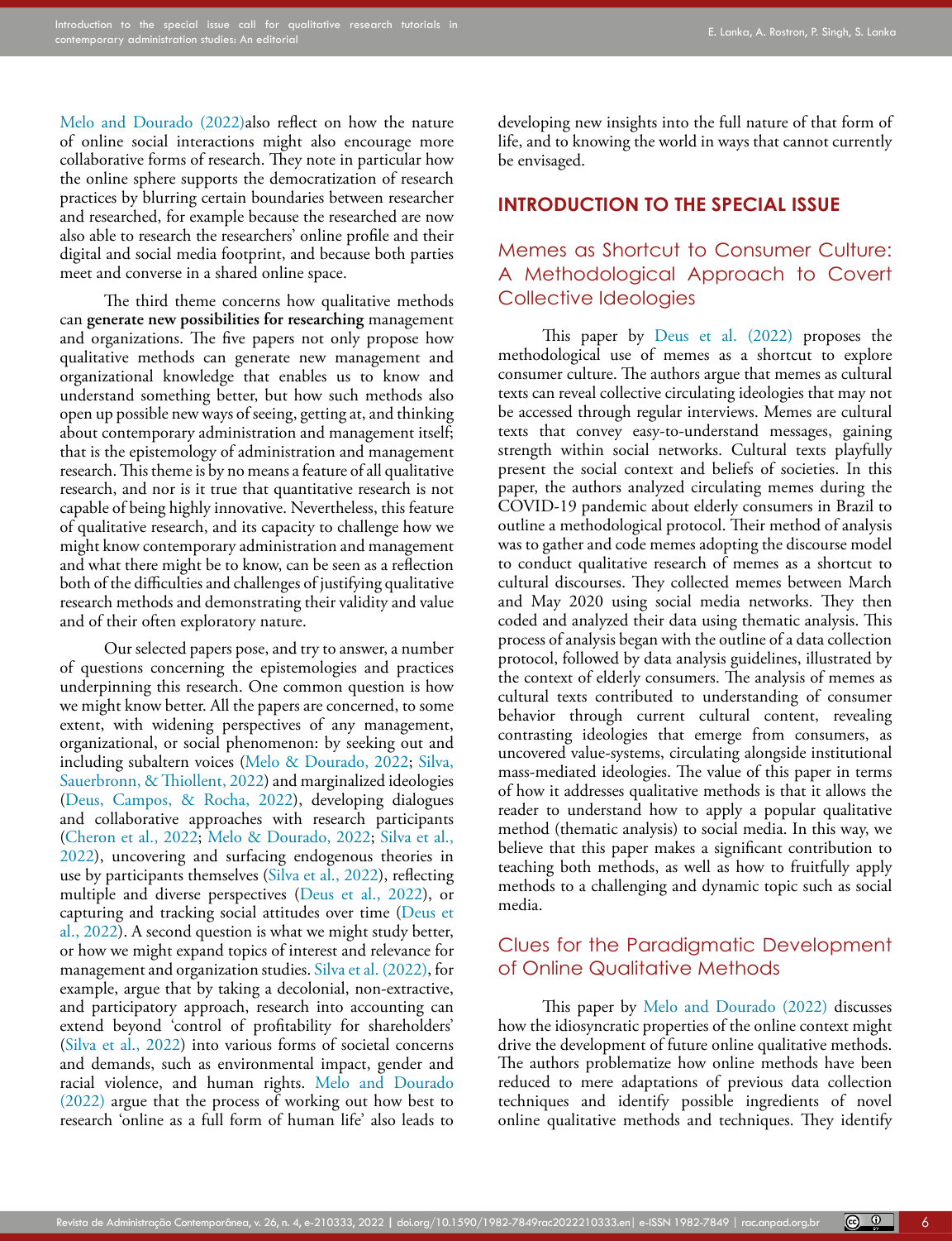Melo and Dourado (2022)also reflect on how the nature of online social interactions might also encourage more collaborative forms of research. They note in particular how the online sphere supports the democratization of research practices by blurring certain boundaries between researcher and researched, for example because the researched are now also able to research the researchers' online profile and their digital and social media footprint, and because both parties meet and converse in a shared online space.

The third theme concerns how qualitative methods can **generate new possibilities for researching** management and organizations. The five papers not only propose how qualitative methods can generate new management and organizational knowledge that enables us to know and understand something better, but how such methods also open up possible new ways of seeing, getting at, and thinking about contemporary administration and management itself; that is the epistemology of administration and management research. This theme is by no means a feature of all qualitative research, and nor is it true that quantitative research is not capable of being highly innovative. Nevertheless, this feature of qualitative research, and its capacity to challenge how we might know contemporary administration and management and what there might be to know, can be seen as a reflection both of the difficulties and challenges of justifying qualitative research methods and demonstrating their validity and value and of their often exploratory nature.

Our selected papers pose, and try to answer, a number of questions concerning the epistemologies and practices underpinning this research. One common question is how we might know better. All the papers are concerned, to some extent, with widening perspectives of any management, organizational, or social phenomenon: by seeking out and including subaltern voices (Melo & Dourado, 2022; Silva, Sauerbronn, & Thiollent, 2022) and marginalized ideologies (Deus, Campos, & Rocha, 2022), developing dialogues and collaborative approaches with research participants (Cheron et al., 2022; Melo & Dourado, 2022; Silva et al., 2022), uncovering and surfacing endogenous theories in use by participants themselves (Silva et al., 2022), reflecting multiple and diverse perspectives (Deus et al., 2022), or capturing and tracking social attitudes over time (Deus et al., 2022). A second question is what we might study better, or how we might expand topics of interest and relevance for management and organization studies. Silva et al. (2022), for example, argue that by taking a decolonial, non-extractive, and participatory approach, research into accounting can extend beyond 'control of profitability for shareholders' (Silva et al., 2022) into various forms of societal concerns and demands, such as environmental impact, gender and racial violence, and human rights. Melo and Dourado (2022) argue that the process of working out how best to research 'online as a full form of human life' also leads to developing new insights into the full nature of that form of life, and to knowing the world in ways that cannot currently be envisaged.

## INTRODUCTION TO THE SPECIAL ISSUE

### Memes as Shortcut to Consumer Culture: A Methodological Approach to Covert Collective Ideologies

This paper by Deus et al. (2022) proposes the methodological use of memes as a shortcut to explore consumer culture. The authors argue that memes as cultural texts can reveal collective circulating ideologies that may not be accessed through regular interviews. Memes are cultural texts that convey easy-to-understand messages, gaining strength within social networks. Cultural texts playfully present the social context and beliefs of societies. In this paper, the authors analyzed circulating memes during the COVID-19 pandemic about elderly consumers in Brazil to outline a methodological protocol. Their method of analysis was to gather and code memes adopting the discourse model to conduct qualitative research of memes as a shortcut to cultural discourses. They collected memes between March and May 2020 using social media networks. They then coded and analyzed their data using thematic analysis. This process of analysis began with the outline of a data collection protocol, followed by data analysis guidelines, illustrated by the context of elderly consumers. The analysis of memes as cultural texts contributed to understanding of consumer behavior through current cultural content, revealing contrasting ideologies that emerge from consumers, as uncovered value-systems, circulating alongside institutional mass-mediated ideologies. The value of this paper in terms of how it addresses qualitative methods is that it allows the reader to understand how to apply a popular qualitative method (thematic analysis) to social media. In this way, we believe that this paper makes a significant contribution to teaching both methods, as well as how to fruitfully apply methods to a challenging and dynamic topic such as social media.

### Clues for the Paradigmatic Development of Online Qualitative Methods

This paper by Melo and Dourado (2022) discusses how the idiosyncratic properties of the online context might drive the development of future online qualitative methods. The authors problematize how online methods have been reduced to mere adaptations of previous data collection techniques and identify possible ingredients of novel online qualitative methods and techniques. They identify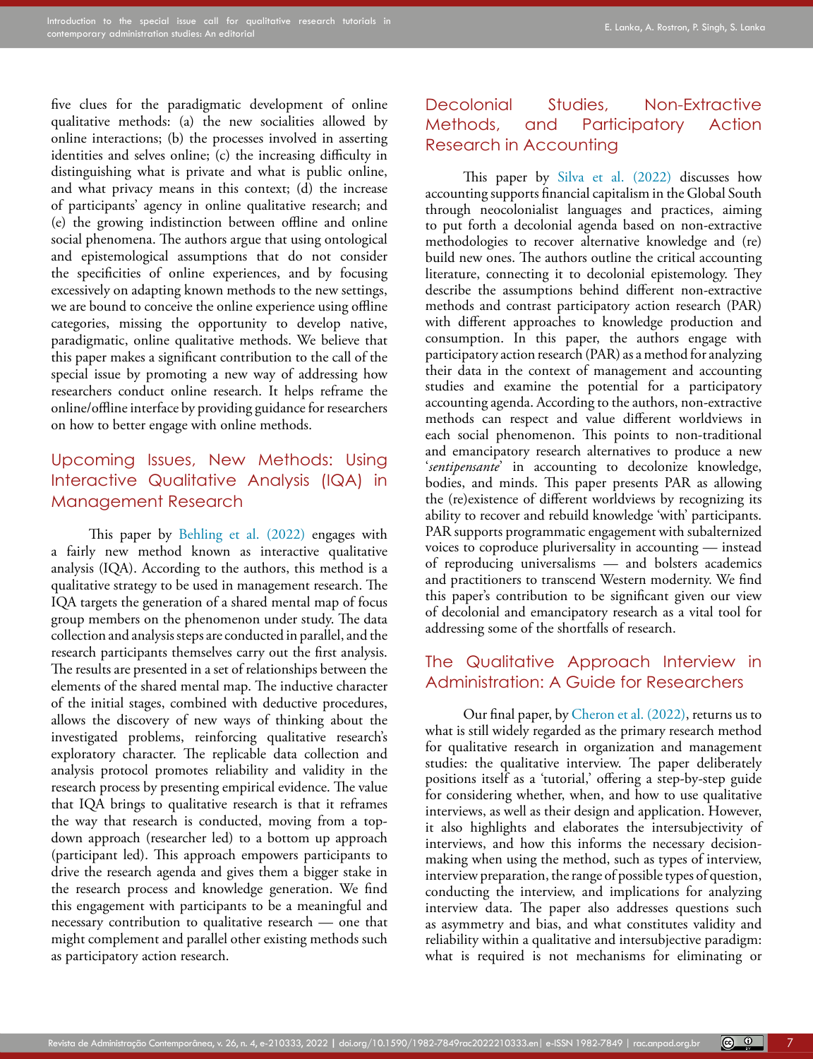five clues for the paradigmatic development of online qualitative methods: (a) the new socialities allowed by online interactions; (b) the processes involved in asserting identities and selves online; (c) the increasing difficulty in distinguishing what is private and what is public online, and what privacy means in this context; (d) the increase of participants' agency in online qualitative research; and (e) the growing indistinction between offline and online social phenomena. The authors argue that using ontological and epistemological assumptions that do not consider the specificities of online experiences, and by focusing excessively on adapting known methods to the new settings, we are bound to conceive the online experience using offline categories, missing the opportunity to develop native, paradigmatic, online qualitative methods. We believe that this paper makes a significant contribution to the call of the special issue by promoting a new way of addressing how researchers conduct online research. It helps reframe the online/offline interface by providing guidance for researchers on how to better engage with online methods.

## Upcoming Issues, New Methods: Using Interactive Qualitative Analysis (IQA) in Management Research

This paper by Behling et al. (2022) engages with a fairly new method known as interactive qualitative analysis (IQA). According to the authors, this method is a qualitative strategy to be used in management research. The IQA targets the generation of a shared mental map of focus group members on the phenomenon under study. The data collection and analysis steps are conducted in parallel, and the research participants themselves carry out the first analysis. The results are presented in a set of relationships between the elements of the shared mental map. The inductive character of the initial stages, combined with deductive procedures, allows the discovery of new ways of thinking about the investigated problems, reinforcing qualitative research's exploratory character. The replicable data collection and analysis protocol promotes reliability and validity in the research process by presenting empirical evidence. The value that IQA brings to qualitative research is that it reframes the way that research is conducted, moving from a top-down approach (researcher led) to a bottom up approach (participant led). This approach empowers participants to drive the research agenda and gives them a bigger stake in the research process and knowledge generation. We find this engagement with participants to be a meaningful and necessary contribution to qualitative research — one that might complement and parallel other existing methods such as participatory action research.

## Decolonial Studies, Non-Extractive Methods, and Participatory Action Research in Accounting

This paper by Silva et al. (2022) discusses how accounting supports financial capitalism in the Global South through neocolonialist languages and practices, aiming to put forth a decolonial agenda based on non-extractive methodologies to recover alternative knowledge and (re) build new ones. The authors outline the critical accounting literature, connecting it to decolonial epistemology. They describe the assumptions behind different non-extractive methods and contrast participatory action research (PAR) with different approaches to knowledge production and consumption. In this paper, the authors engage with participatory action research (PAR) as a method for analyzing their data in the context of management and accounting studies and examine the potential for a participatory accounting agenda. According to the authors, non-extractive methods can respect and value different worldviews in each social phenomenon. This points to non-traditional and emancipatory research alternatives to produce a new '*sentipensante*' in accounting to decolonize knowledge, bodies, and minds. This paper presents PAR as allowing the (re)existence of different worldviews by recognizing its ability to recover and rebuild knowledge 'with' participants. PAR supports programmatic engagement with subalternized voices to coproduce pluriversality in accounting — instead of reproducing universalisms — and bolsters academics and practitioners to transcend Western modernity. We find this paper's contribution to be significant given our view of decolonial and emancipatory research as a vital tool for addressing some of the shortfalls of research.

## The Qualitative Approach Interview in Administration: A Guide for Researchers

Our final paper, by Cheron et al. (2022), returns us to what is still widely regarded as the primary research method for qualitative research in organization and management studies: the qualitative interview. The paper deliberately positions itself as a 'tutorial,' offering a step-by-step guide for considering whether, when, and how to use qualitative interviews, as well as their design and application. However, it also highlights and elaborates the intersubjectivity of interviews, and how this informs the necessary decision-making when using the method, such as types of interview, interview preparation, the range of possible types of question, conducting the interview, and implications for analyzing interview data. The paper also addresses questions such as asymmetry and bias, and what constitutes validity and reliability within a qualitative and intersubjective paradigm: what is required is not mechanisms for eliminating or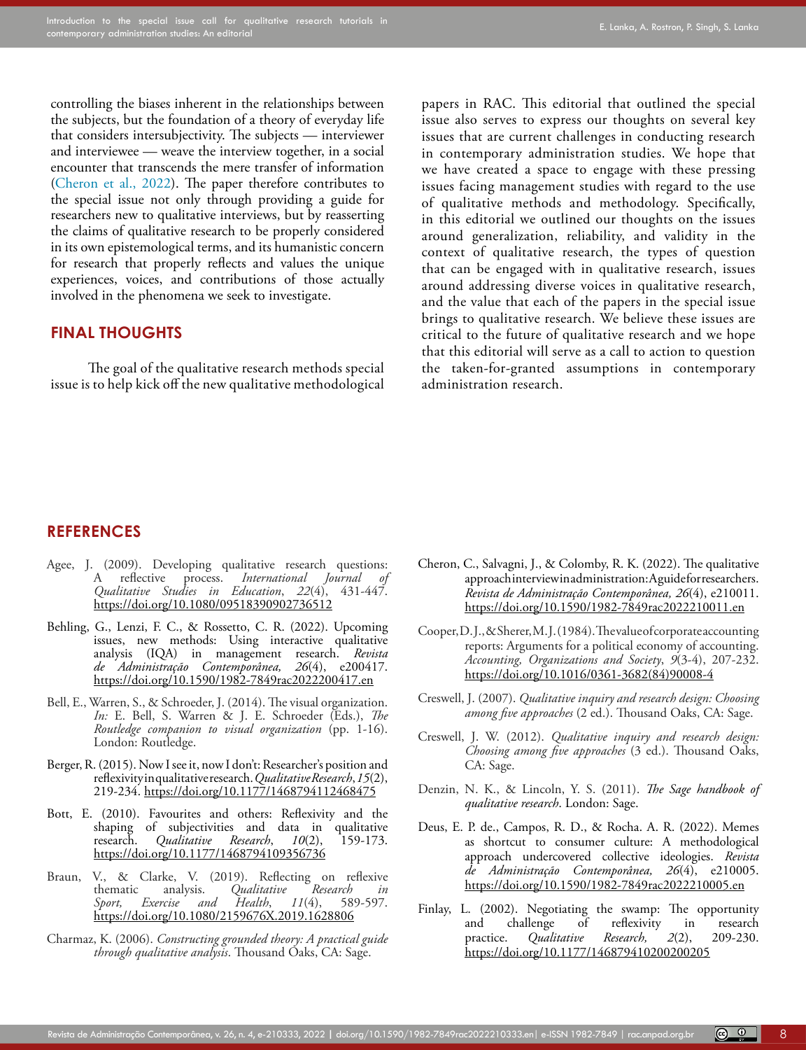controlling the biases inherent in the relationships between the subjects, but the foundation of a theory of everyday life that considers intersubjectivity. The subjects — interviewer and interviewee — weave the interview together, in a social encounter that transcends the mere transfer of information (Cheron et al., 2022). The paper therefore contributes to the special issue not only through providing a guide for researchers new to qualitative interviews, but by reasserting the claims of qualitative research to be properly considered in its own epistemological terms, and its humanistic concern for research that properly reflects and values the unique experiences, voices, and contributions of those actually involved in the phenomena we seek to investigate.

## FINAL THOUGHTS

The goal of the qualitative research methods special issue is to help kick off the new qualitative methodological papers in RAC. This editorial that outlined the special issue also serves to express our thoughts on several key issues that are current challenges in conducting research in contemporary administration studies. We hope that we have created a space to engage with these pressing issues facing management studies with regard to the use of qualitative methods and methodology. Specifically, in this editorial we outlined our thoughts on the issues around generalization, reliability, and validity in the context of qualitative research, the types of question that can be engaged with in qualitative research, issues around addressing diverse voices in qualitative research, and the value that each of the papers in the special issue brings to qualitative research. We believe these issues are critical to the future of qualitative research and we hope that this editorial will serve as a call to action to question the taken-for-granted assumptions in contemporary administration research.

## REFERENCES

Agee, J. (2009). Developing qualitative research questions: A reflective process. *International Journal of Qualitative Studies in Education*, *22*(4), 431-447. https://doi.org/10.1080/09518390902736512

Behling, G., Lenzi, F. C., & Rossetto, C. R. (2022). Upcoming issues, new methods: Using interactive qualitative analysis (IQA) in management research. *Revista de Administração Contemporânea, 26*(4), e200417. https://doi.org/10.1590/1982-7849rac2022200417.en

Bell, E., Warren, S., & Schroeder, J. (2014). The visual organization. *In:* E. Bell, S. Warren & J. E. Schroeder (Eds.), *The Routledge companion to visual organization* (pp. 1-16). London: Routledge.

Berger, R. (2015). Now I see it, now I don't: Researcher's position and reflexivity in qualitative research. *Qualitative Research*, *15*(2), 219-234. https://doi.org/10.1177/1468794112468475

Bott, E. (2010). Favourites and others: Reflexivity and the shaping of subjectivities and data in qualitative research. *Qualitative Research*, *10*(2), 159-173. https://doi.org/10.1177/1468794109356736

Braun, V., & Clarke, V. (2019). Reflecting on reflexive thematic analysis. *Qualitative Research in Sport, Exercise and Health*, *11*(4), 589-597. https://doi.org/10.1080/2159676X.2019.1628806

Charmaz, K. (2006). *Constructing grounded theory: A practical guide through qualitative analysis*. Thousand Oaks, CA: Sage.

Cheron, C., Salvagni, J., & Colomby, R. K. (2022). The qualitative approach interview in administration: A guide for researchers. *Revista de Administração Contemporânea, 26*(4), e210011. https://doi.org/10.1590/1982-7849rac2022210011.en

Cooper, D. J., & Sherer, M. J. (1984). The value of corporate accounting reports: Arguments for a political economy of accounting. *Accounting, Organizations and Society*, *9*(3-4), 207-232. https://doi.org/10.1016/0361-3682(84)90008-4

Creswell, J. (2007). *Qualitative inquiry and research design: Choosing among five approaches* (2 ed.). Thousand Oaks, CA: Sage.

Creswell, J. W. (2012). *Qualitative inquiry and research design: Choosing among five approaches* (3 ed.). Thousand Oaks, CA: Sage.

Denzin, N. K., & Lincoln, Y. S. (2011). *The Sage handbook of qualitative research*. London: Sage.

Deus, E. P. de., Campos, R. D., & Rocha. A. R. (2022). Memes as shortcut to consumer culture: A methodological approach undercovered collective ideologies. *Revista de Administração Contemporânea, 26*(4), e210005. https://doi.org/10.1590/1982-7849rac2022210005.en

Finlay, L. (2002). Negotiating the swamp: The opportunity and challenge of reflexivity in research practice. *Qualitative Research, 2*(2), 209-230. https://doi.org/10.1177/146879410200200205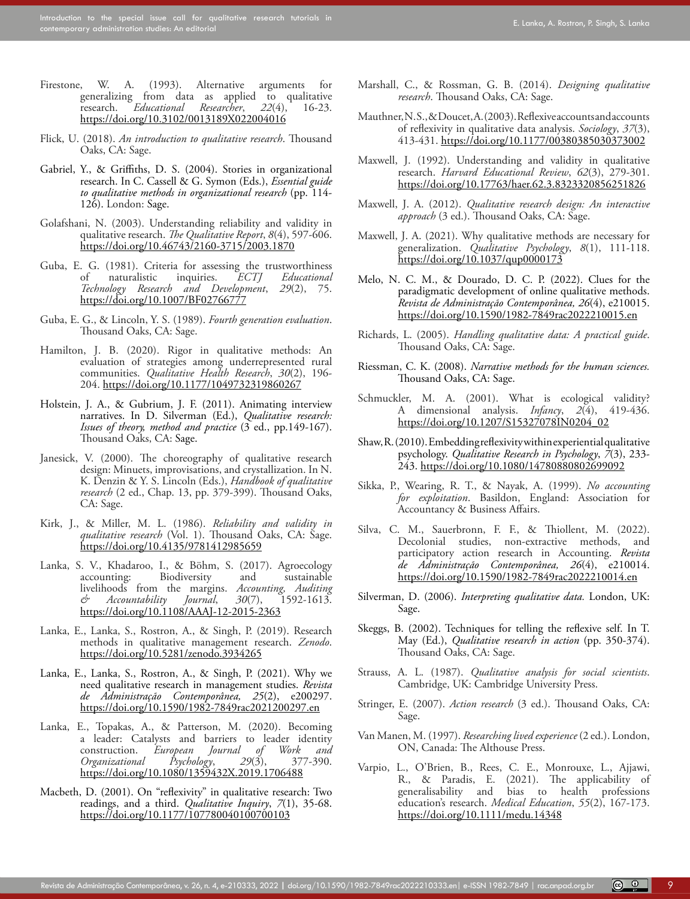Firestone, W. A. (1993). Alternative arguments for generalizing from data as applied to qualitative research. *Educational Researcher*, *22*(4), 16-23. https://doi.org/10.3102/0013189X022004016

Flick, U. (2018). *An introduction to qualitative research*. Thousand Oaks, CA: Sage.

Gabriel, Y., & Griffiths, D. S. (2004). Stories in organizational research. In C. Cassell & G. Symon (Eds.), *Essential guide to qualitative methods in organizational research* (pp. 114-126). London: Sage.

Golafshani, N. (2003). Understanding reliability and validity in qualitative research. *The Qualitative Report*, *8*(4), 597-606. https://doi.org/10.46743/2160-3715/2003.1870

Guba, E. G. (1981). Criteria for assessing the trustworthiness of naturalistic inquiries. *ECTJ Educational Technology Research and Development*, *29*(2), 75. https://doi.org/10.1007/BF02766777

Guba, E. G., & Lincoln, Y. S. (1989). *Fourth generation evaluation*. Thousand Oaks, CA: Sage.

Hamilton, J. B. (2020). Rigor in qualitative methods: An evaluation of strategies among underrepresented rural communities. *Qualitative Health Research*, *30*(2), 196-204. https://doi.org/10.1177/1049732319860267

Holstein, J. A., & Gubrium, J. F. (2011). Animating interview narratives. In D. Silverman (Ed.), *Qualitative research: Issues of theory, method and practice* (3 ed., pp.149-167). Thousand Oaks, CA: Sage.

Janesick, V. (2000). The choreography of qualitative research design: Minuets, improvisations, and crystallization. In N. K. Denzin & Y. S. Lincoln (Eds.), *Handbook of qualitative research* (2 ed., Chap. 13, pp. 379-399). Thousand Oaks, CA: Sage.

Kirk, J., & Miller, M. L. (1986). *Reliability and validity in qualitative research* (Vol. 1). Thousand Oaks, CA: Sage. https://doi.org/10.4135/9781412985659

Lanka, S. V., Khadaroo, I., & Böhm, S. (2017). Agroecology accounting: Biodiversity and sustainable livelihoods from the margins. *Accounting, Auditing & Accountability Journal*, *30*(7), 1592-1613. https://doi.org/10.1108/AAAJ-12-2015-2363

Lanka, E., Lanka, S., Rostron, A., & Singh, P. (2019). Research methods in qualitative management research. *Zenodo*. https://doi.org/10.5281/zenodo.3934265

Lanka, E., Lanka, S., Rostron, A., & Singh, P. (2021). Why we need qualitative research in management studies. *Revista de Administração Contemporânea, 25*(2), e200297. https://doi.org/10.1590/1982-7849rac2021200297.en

Lanka, E., Topakas, A., & Patterson, M. (2020). Becoming a leader: Catalysts and barriers to leader identity construction. *European Journal of Work and Organizational Psychology*, *29*(3), 377-390. https://doi.org/10.1080/1359432X.2019.1706488

Macbeth, D. (2001). On "reflexivity" in qualitative research: Two readings, and a third. *Qualitative Inquiry*, *7*(1), 35-68. https://doi.org/10.1177/107780040100700103

Marshall, C., & Rossman, G. B. (2014). *Designing qualitative research*. Thousand Oaks, CA: Sage.

Mauthner, N. S., & Doucet, A. (2003). Reflexive accounts and accounts of reflexivity in qualitative data analysis. *Sociology*, *37*(3), 413-431. https://doi.org/10.1177/00380385030373002

Maxwell, J. (1992). Understanding and validity in qualitative research. *Harvard Educational Review*, *62*(3), 279-301. https://doi.org/10.17763/haer.62.3.8323320856251826

Maxwell, J. A. (2012). *Qualitative research design: An interactive approach* (3 ed.). Thousand Oaks, CA: Sage.

Maxwell, J. A. (2021). Why qualitative methods are necessary for generalization. *Qualitative Psychology*, *8*(1), 111-118. https://doi.org/10.1037/qup0000173

Melo, N. C. M., & Dourado, D. C. P. (2022). Clues for the paradigmatic development of online qualitative methods. *Revista de Administração Contemporânea, 26*(4), e210015. https://doi.org/10.1590/1982-7849rac2022210015.en

Richards, L. (2005). *Handling qualitative data: A practical guide*. Thousand Oaks, CA: Sage.

Riessman, C. K. (2008). *Narrative methods for the human sciences.* Thousand Oaks, CA: Sage.

Schmuckler, M. A. (2001). What is ecological validity? A dimensional analysis. *Infancy*, *2*(4), 419-436. https://doi.org/10.1207/S15327078IN0204_02

Shaw, R. (2010). Embedding reflexivity within experiential qualitative psychology. *Qualitative Research in Psychology*, *7*(3), 233-243. https://doi.org/10.1080/14780880802699092

Sikka, P., Wearing, R. T., & Nayak, A. (1999). *No accounting for exploitation*. Basildon, England: Association for Accountancy & Business Affairs.

Silva, C. M., Sauerbronn, F. F., & Thiollent, M. (2022). Decolonial studies, non-extractive methods, and participatory action research in Accounting. *Revista de Administração Contemporânea, 26*(4), e210014. https://doi.org/10.1590/1982-7849rac2022210014.en

Silverman, D. (2006). *Interpreting qualitative data.* London, UK: Sage.

Skeggs, B. (2002). Techniques for telling the reflexive self. In T. May (Ed.), *Qualitative research in action* (pp. 350-374). Thousand Oaks, CA: Sage.

Strauss, A. L. (1987). *Qualitative analysis for social scientists.* Cambridge, UK: Cambridge University Press.

Stringer, E. (2007). *Action research* (3 ed.). Thousand Oaks, CA: Sage.

Van Manen, M. (1997). *Researching lived experience* (2 ed.). London, ON, Canada: The Althouse Press.

Varpio, L., O'Brien, B., Rees, C. E., Monrouxe, L., Ajjawi, R., & Paradis, E. (2021). The applicability of generalisability and bias to health professions education's research. *Medical Education*, *55*(2), 167-173. https://doi.org/10.1111/medu.14348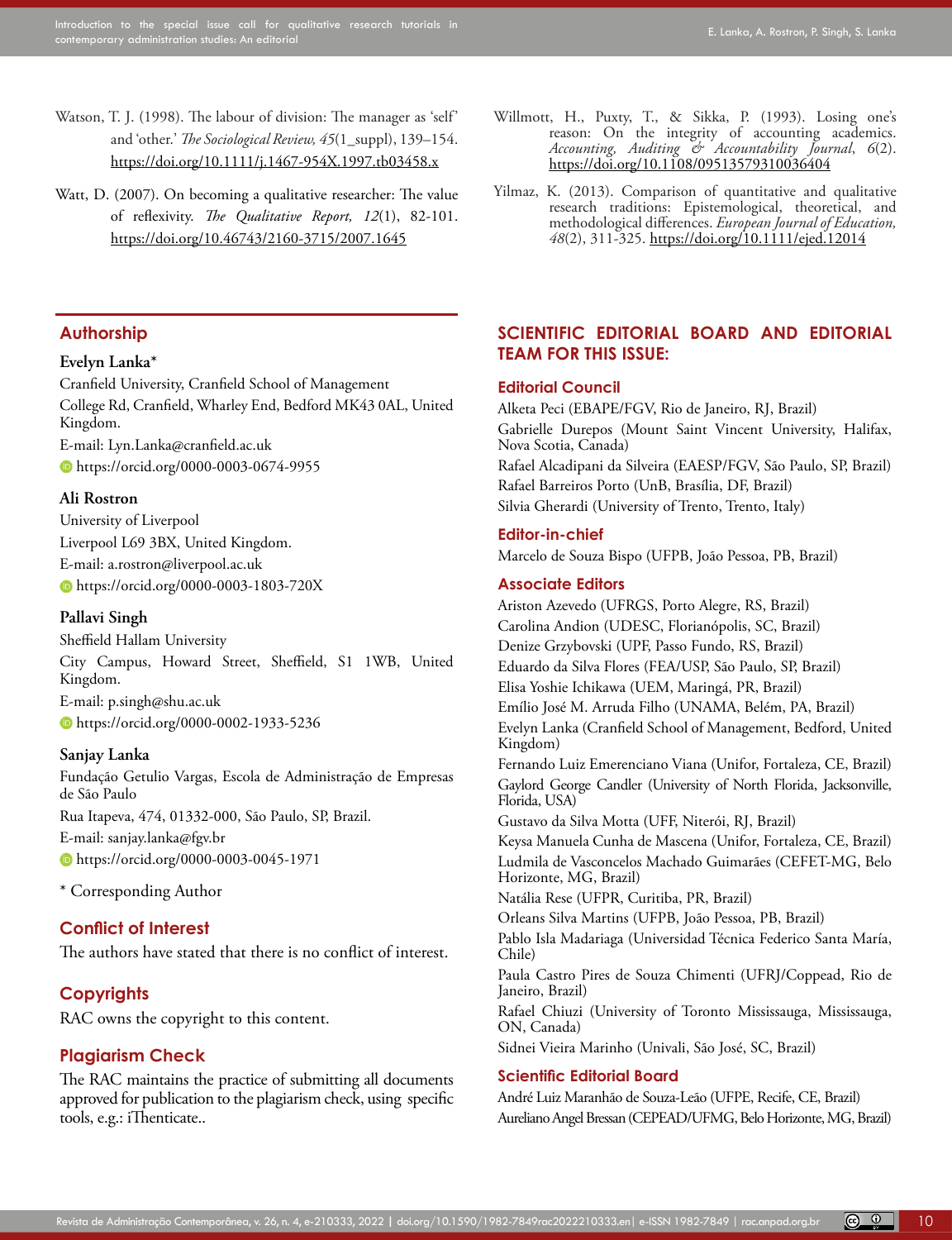Watson, T. J. (1998). The labour of division: The manager as 'self' and 'other.' *The Sociological Review, 45*(1_suppl), 139–154. https://doi.org/10.1111/j.1467-954X.1997.tb03458.x

Watt, D. (2007). On becoming a qualitative researcher: The value of reflexivity. *The Qualitative Report, 12*(1), 82-101. https://doi.org/10.46743/2160-3715/2007.1645

Willmott, H., Puxty, T., & Sikka, P. (1993). Losing one's reason: On the integrity of accounting academics. *Accounting, Auditing & Accountability Journal*, *6*(2). https://doi.org/10.1108/09513579310036404

Yilmaz, K. (2013). Comparison of quantitative and qualitative research traditions: Epistemological, theoretical, and methodological differences. *European Journal of Education, 48*(2), 311-325. https://doi.org/10.1111/ejed.12014

## Authorship

**Evelyn Lanka***
Cranfield University, Cranfield School of Management
College Rd, Cranfield, Wharley End, Bedford MK43 0AL, United Kingdom.
E-mail: Lyn.Lanka@cranfield.ac.uk
https://orcid.org/0000-0003-0674-9955

**Ali Rostron**
University of Liverpool
Liverpool L69 3BX, United Kingdom.
E-mail: a.rostron@liverpool.ac.uk
https://orcid.org/0000-0003-1803-720X

**Pallavi Singh**
Sheffield Hallam University
City Campus, Howard Street, Sheffield, S1 1WB, United Kingdom.
E-mail: p.singh@shu.ac.uk
https://orcid.org/0000-0002-1933-5236

**Sanjay Lanka**
Fundação Getulio Vargas, Escola de Administração de Empresas de São Paulo
Rua Itapeva, 474, 01332-000, São Paulo, SP, Brazil.
E-mail: sanjay.lanka@fgv.br
https://orcid.org/0000-0003-0045-1971

* Corresponding Author

## Conflict of Interest

The authors have stated that there is no conflict of interest.

## Copyrights

RAC owns the copyright to this content.

## Plagiarism Check

The RAC maintains the practice of submitting all documents approved for publication to the plagiarism check, using specific tools, e.g.: iThenticate..

## SCIENTIFIC EDITORIAL BOARD AND EDITORIAL TEAM FOR THIS ISSUE:

### Editorial Council

Alketa Peci (EBAPE/FGV, Rio de Janeiro, RJ, Brazil)
Gabrielle Durepos (Mount Saint Vincent University, Halifax, Nova Scotia, Canada)
Rafael Alcadipani da Silveira (EAESP/FGV, São Paulo, SP, Brazil)
Rafael Barreiros Porto (UnB, Brasília, DF, Brazil)
Silvia Gherardi (University of Trento, Trento, Italy)

### Editor-in-chief

Marcelo de Souza Bispo (UFPB, João Pessoa, PB, Brazil)

### Associate Editors

Ariston Azevedo (UFRGS, Porto Alegre, RS, Brazil)
Carolina Andion (UDESC, Florianópolis, SC, Brazil)
Denize Grzybovski (UPF, Passo Fundo, RS, Brazil)
Eduardo da Silva Flores (FEA/USP, São Paulo, SP, Brazil)
Elisa Yoshie Ichikawa (UEM, Maringá, PR, Brazil)
Emílio José M. Arruda Filho (UNAMA, Belém, PA, Brazil)
Evelyn Lanka (Cranfield School of Management, Bedford, United Kingdom)
Fernando Luiz Emerenciano Viana (Unifor, Fortaleza, CE, Brazil)
Gaylord George Candler (University of North Florida, Jacksonville, Florida, USA)
Gustavo da Silva Motta (UFF, Niterói, RJ, Brazil)
Keysa Manuela Cunha de Mascena (Unifor, Fortaleza, CE, Brazil)
Ludmila de Vasconcelos Machado Guimarães (CEFET-MG, Belo Horizonte, MG, Brazil)
Natália Rese (UFPR, Curitiba, PR, Brazil)
Orleans Silva Martins (UFPB, João Pessoa, PB, Brazil)
Pablo Isla Madariaga (Universidad Técnica Federico Santa María, Chile)
Paula Castro Pires de Souza Chimenti (UFRJ/Coppead, Rio de Janeiro, Brazil)
Rafael Chiuzi (University of Toronto Mississauga, Mississauga, ON, Canada)
Sidnei Vieira Marinho (Univali, São José, SC, Brazil)

### Scientific Editorial Board

André Luiz Maranhão de Souza-Leão (UFPE, Recife, CE, Brazil)
Aureliano Angel Bressan (CEPEAD/UFMG, Belo Horizonte, MG, Brazil)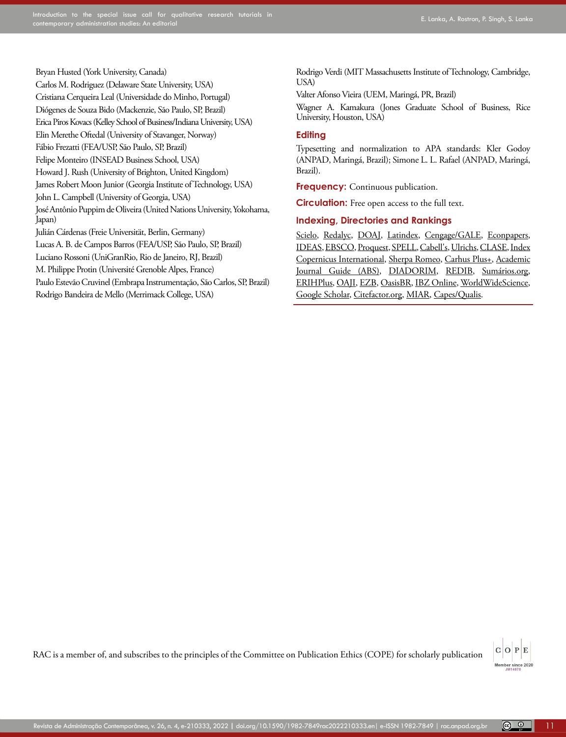Bryan Husted (York University, Canada)
Carlos M. Rodriguez (Delaware State University, USA)
Cristiana Cerqueira Leal (Universidade do Minho, Portugal)
Diógenes de Souza Bido (Mackenzie, São Paulo, SP, Brazil)
Erica Piros Kovacs (Kelley School of Business/Indiana University, USA)
Elin Merethe Oftedal (University of Stavanger, Norway)
Fábio Frezatti (FEA/USP, São Paulo, SP, Brazil)
Felipe Monteiro (INSEAD Business School, USA)
Howard J. Rush (University of Brighton, United Kingdom)
James Robert Moon Junior (Georgia Institute of Technology, USA)
John L. Campbell (University of Georgia, USA)
José Antônio Puppim de Oliveira (United Nations University, Yokohama, Japan)
Julián Cárdenas (Freie Universität, Berlin, Germany)
Lucas A. B. de Campos Barros (FEA/USP, São Paulo, SP, Brazil)
Luciano Rossoni (UniGranRio, Rio de Janeiro, RJ, Brazil)
M. Philippe Protin (Université Grenoble Alpes, France)
Paulo Estevão Cruvinel (Embrapa Instrumentação, São Carlos, SP, Brazil)
Rodrigo Bandeira de Mello (Merrimack College, USA)
Rodrigo Verdi (MIT Massachusetts Institute of Technology, Cambridge, USA)
Valter Afonso Vieira (UEM, Maringá, PR, Brazil)
Wagner A. Kamakura (Jones Graduate School of Business, Rice University, Houston, USA)

## Editing

Typesetting and normalization to APA standards: Kler Godoy (ANPAD, Maringá, Brazil); Simone L. L. Rafael (ANPAD, Maringá, Brazil).

**Frequency:** Continuous publication.

**Circulation:** Free open access to the full text.

## Indexing, Directories and Rankings

Scielo, Redalyc, DOAJ, Latindex, Cengage/GALE, Econpapers, IDEAS, EBSCO, Proquest, SPELL, Cabell's, Ulrichs, CLASE, Index Copernicus International, Sherpa Romeo, Carhus Plus+, Academic Journal Guide (ABS), DIADORIM, REDIB, Sumários.org, ERIHPlus, OAJI, EZB, OasisBR, IBZ Online, WorldWideScience, Google Scholar, Citefactor.org, MIAR, Capes/Qualis.

RAC is a member of, and subscribes to the principles of the Committee on Publication Ethics (COPE) for scholarly publication

COPE Member since 2020 JM14878